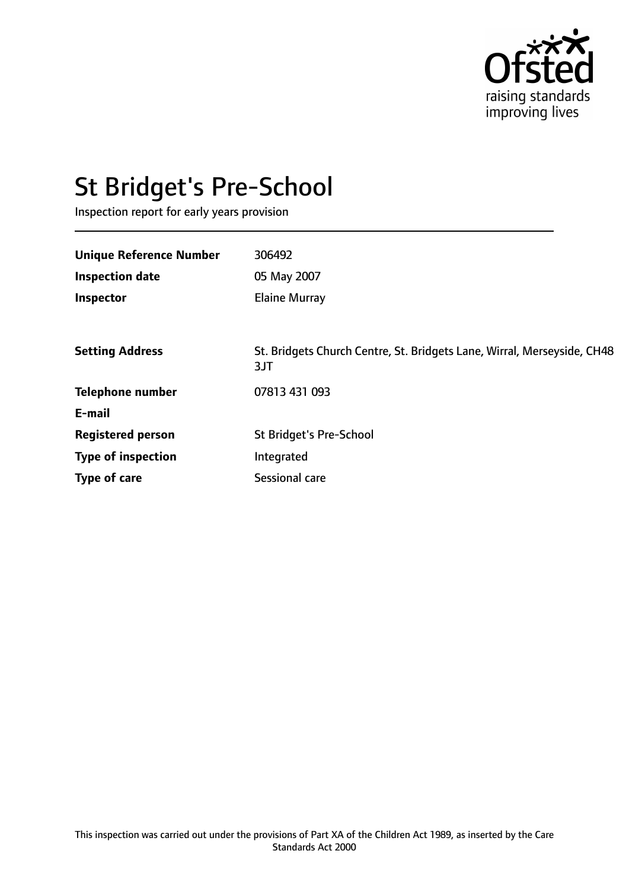# St Bridget's Pre-School

Inspection report for early years provision

| | |
|---|---|
| **Unique Reference Number** | 306492 |
| **Inspection date** | 05 May 2007 |
| **Inspector** | Elaine Murray |
| | |
| **Setting Address** | St. Bridgets Church Centre, St. Bridgets Lane, Wirral, Merseyside, CH48 3JT |
| **Telephone number** | 07813 431 093 |
| **E-mail** | |
| **Registered person** | St Bridget's Pre-School |
| **Type of inspection** | Integrated |
| **Type of care** | Sessional care |

This inspection was carried out under the provisions of Part XA of the Children Act 1989, as inserted by the Care Standards Act 2000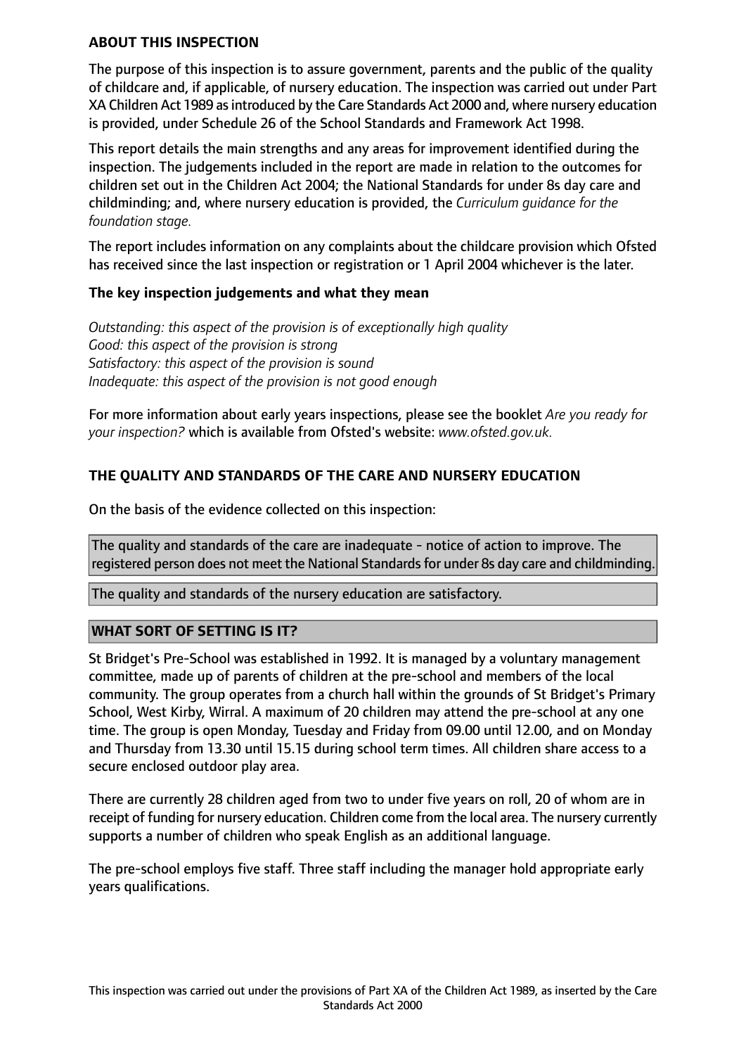## ABOUT THIS INSPECTION

The purpose of this inspection is to assure government, parents and the public of the quality of childcare and, if applicable, of nursery education. The inspection was carried out under Part XA Children Act 1989 as introduced by the Care Standards Act 2000 and, where nursery education is provided, under Schedule 26 of the School Standards and Framework Act 1998.

This report details the main strengths and any areas for improvement identified during the inspection. The judgements included in the report are made in relation to the outcomes for children set out in the Children Act 2004; the National Standards for under 8s day care and childminding; and, where nursery education is provided, the *Curriculum guidance for the foundation stage.*

The report includes information on any complaints about the childcare provision which Ofsted has received since the last inspection or registration or 1 April 2004 whichever is the later.

### The key inspection judgements and what they mean

*Outstanding: this aspect of the provision is of exceptionally high quality*
*Good: this aspect of the provision is strong*
*Satisfactory: this aspect of the provision is sound*
*Inadequate: this aspect of the provision is not good enough*

For more information about early years inspections, please see the booklet *Are you ready for your inspection?* which is available from Ofsted's website: *www.ofsted.gov.uk.*

## THE QUALITY AND STANDARDS OF THE CARE AND NURSERY EDUCATION

On the basis of the evidence collected on this inspection:

The quality and standards of the care are inadequate - notice of action to improve. The registered person does not meet the National Standards for under 8s day care and childminding.

The quality and standards of the nursery education are satisfactory.

## WHAT SORT OF SETTING IS IT?

St Bridget's Pre-School was established in 1992. It is managed by a voluntary management committee, made up of parents of children at the pre-school and members of the local community. The group operates from a church hall within the grounds of St Bridget's Primary School, West Kirby, Wirral. A maximum of 20 children may attend the pre-school at any one time. The group is open Monday, Tuesday and Friday from 09.00 until 12.00, and on Monday and Thursday from 13.30 until 15.15 during school term times. All children share access to a secure enclosed outdoor play area.

There are currently 28 children aged from two to under five years on roll, 20 of whom are in receipt of funding for nursery education. Children come from the local area. The nursery currently supports a number of children who speak English as an additional language.

The pre-school employs five staff. Three staff including the manager hold appropriate early years qualifications.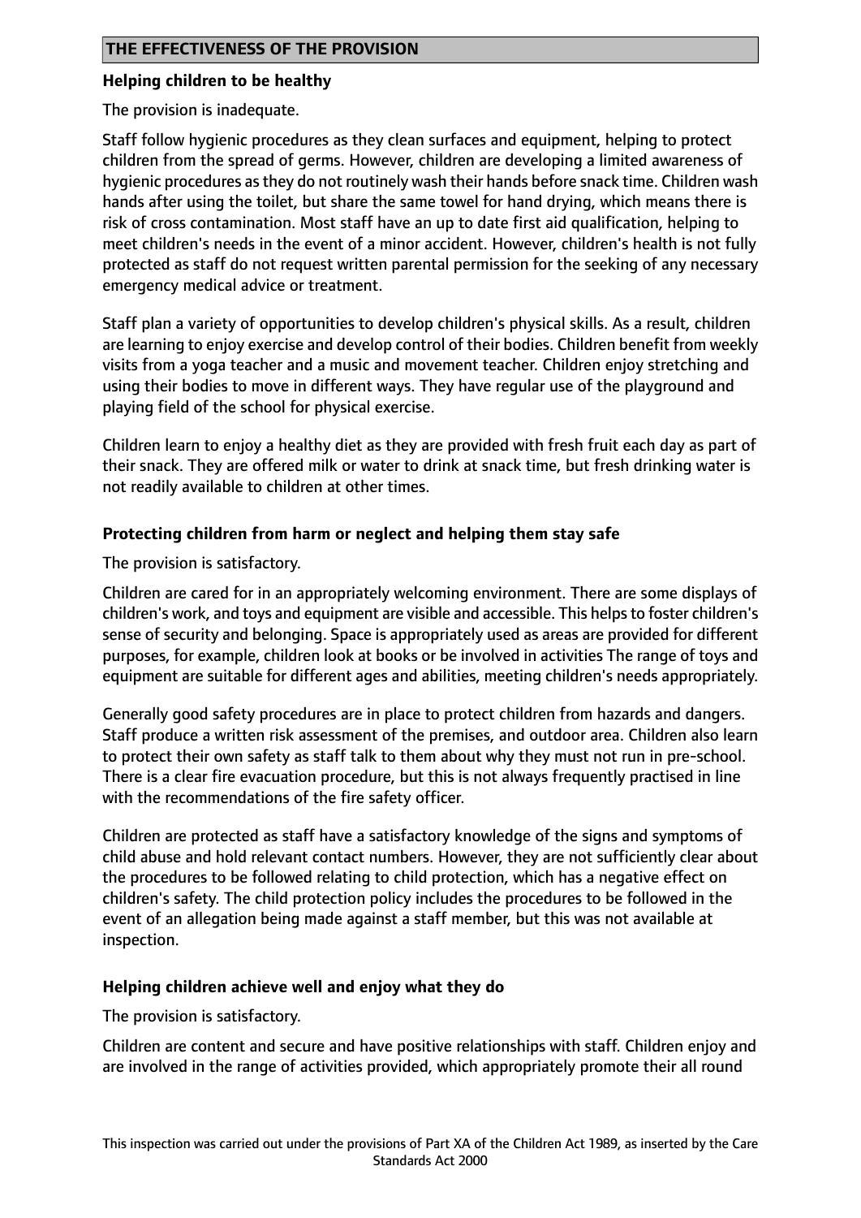## THE EFFECTIVENESS OF THE PROVISION

### Helping children to be healthy

The provision is inadequate.

Staff follow hygienic procedures as they clean surfaces and equipment, helping to protect children from the spread of germs. However, children are developing a limited awareness of hygienic procedures as they do not routinely wash their hands before snack time. Children wash hands after using the toilet, but share the same towel for hand drying, which means there is risk of cross contamination. Most staff have an up to date first aid qualification, helping to meet children's needs in the event of a minor accident. However, children's health is not fully protected as staff do not request written parental permission for the seeking of any necessary emergency medical advice or treatment.

Staff plan a variety of opportunities to develop children's physical skills. As a result, children are learning to enjoy exercise and develop control of their bodies. Children benefit from weekly visits from a yoga teacher and a music and movement teacher. Children enjoy stretching and using their bodies to move in different ways. They have regular use of the playground and playing field of the school for physical exercise.

Children learn to enjoy a healthy diet as they are provided with fresh fruit each day as part of their snack. They are offered milk or water to drink at snack time, but fresh drinking water is not readily available to children at other times.

### Protecting children from harm or neglect and helping them stay safe

The provision is satisfactory.

Children are cared for in an appropriately welcoming environment. There are some displays of children's work, and toys and equipment are visible and accessible. This helps to foster children's sense of security and belonging. Space is appropriately used as areas are provided for different purposes, for example, children look at books or be involved in activities The range of toys and equipment are suitable for different ages and abilities, meeting children's needs appropriately.

Generally good safety procedures are in place to protect children from hazards and dangers. Staff produce a written risk assessment of the premises, and outdoor area. Children also learn to protect their own safety as staff talk to them about why they must not run in pre-school. There is a clear fire evacuation procedure, but this is not always frequently practised in line with the recommendations of the fire safety officer.

Children are protected as staff have a satisfactory knowledge of the signs and symptoms of child abuse and hold relevant contact numbers. However, they are not sufficiently clear about the procedures to be followed relating to child protection, which has a negative effect on children's safety. The child protection policy includes the procedures to be followed in the event of an allegation being made against a staff member, but this was not available at inspection.

### Helping children achieve well and enjoy what they do

The provision is satisfactory.

Children are content and secure and have positive relationships with staff. Children enjoy and are involved in the range of activities provided, which appropriately promote their all round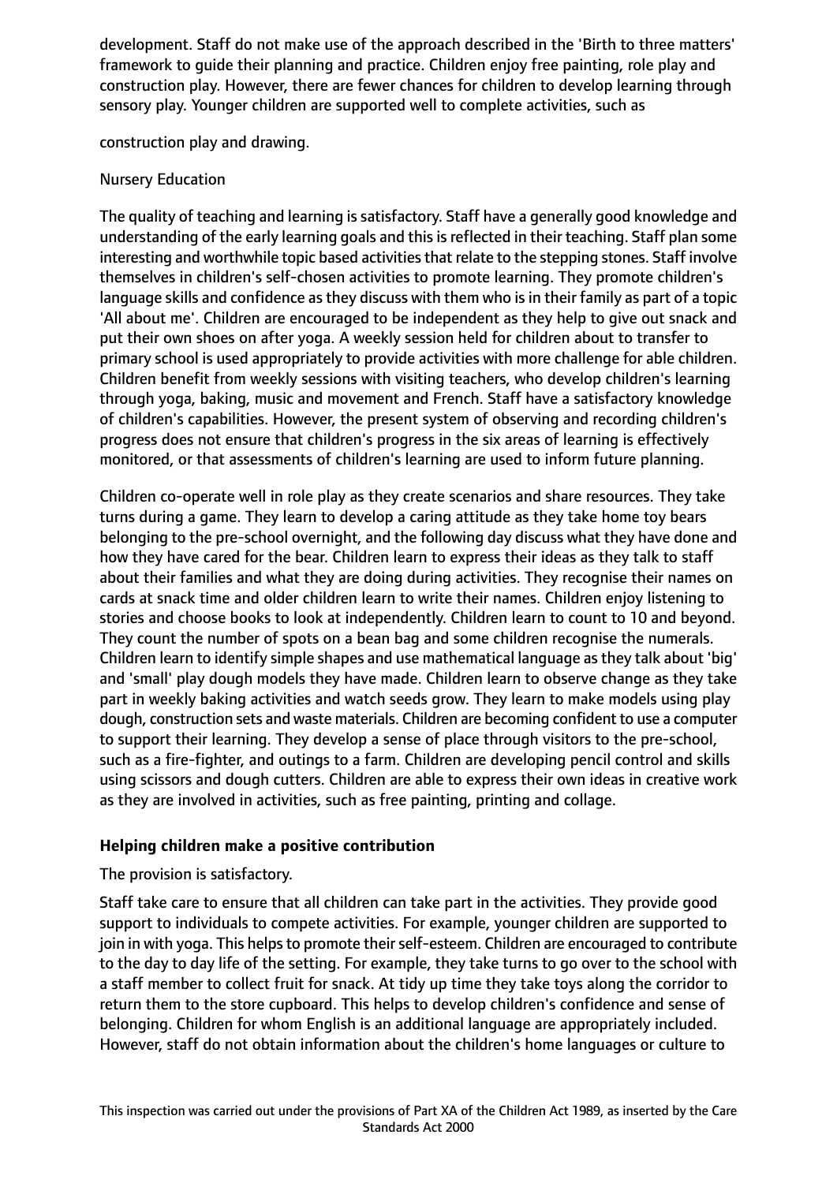development. Staff do not make use of the approach described in the 'Birth to three matters' framework to guide their planning and practice. Children enjoy free painting, role play and construction play. However, there are fewer chances for children to develop learning through sensory play. Younger children are supported well to complete activities, such as

construction play and drawing.

Nursery Education

The quality of teaching and learning is satisfactory. Staff have a generally good knowledge and understanding of the early learning goals and this is reflected in their teaching. Staff plan some interesting and worthwhile topic based activities that relate to the stepping stones. Staff involve themselves in children's self-chosen activities to promote learning. They promote children's language skills and confidence as they discuss with them who is in their family as part of a topic 'All about me'. Children are encouraged to be independent as they help to give out snack and put their own shoes on after yoga. A weekly session held for children about to transfer to primary school is used appropriately to provide activities with more challenge for able children. Children benefit from weekly sessions with visiting teachers, who develop children's learning through yoga, baking, music and movement and French. Staff have a satisfactory knowledge of children's capabilities. However, the present system of observing and recording children's progress does not ensure that children's progress in the six areas of learning is effectively monitored, or that assessments of children's learning are used to inform future planning.

Children co-operate well in role play as they create scenarios and share resources. They take turns during a game. They learn to develop a caring attitude as they take home toy bears belonging to the pre-school overnight, and the following day discuss what they have done and how they have cared for the bear. Children learn to express their ideas as they talk to staff about their families and what they are doing during activities. They recognise their names on cards at snack time and older children learn to write their names. Children enjoy listening to stories and choose books to look at independently. Children learn to count to 10 and beyond. They count the number of spots on a bean bag and some children recognise the numerals. Children learn to identify simple shapes and use mathematical language as they talk about 'big' and 'small' play dough models they have made. Children learn to observe change as they take part in weekly baking activities and watch seeds grow. They learn to make models using play dough, construction sets and waste materials. Children are becoming confident to use a computer to support their learning. They develop a sense of place through visitors to the pre-school, such as a fire-fighter, and outings to a farm. Children are developing pencil control and skills using scissors and dough cutters. Children are able to express their own ideas in creative work as they are involved in activities, such as free painting, printing and collage.

**Helping children make a positive contribution**

The provision is satisfactory.

Staff take care to ensure that all children can take part in the activities. They provide good support to individuals to compete activities. For example, younger children are supported to join in with yoga. This helps to promote their self-esteem. Children are encouraged to contribute to the day to day life of the setting. For example, they take turns to go over to the school with a staff member to collect fruit for snack. At tidy up time they take toys along the corridor to return them to the store cupboard. This helps to develop children's confidence and sense of belonging. Children for whom English is an additional language are appropriately included. However, staff do not obtain information about the children's home languages or culture to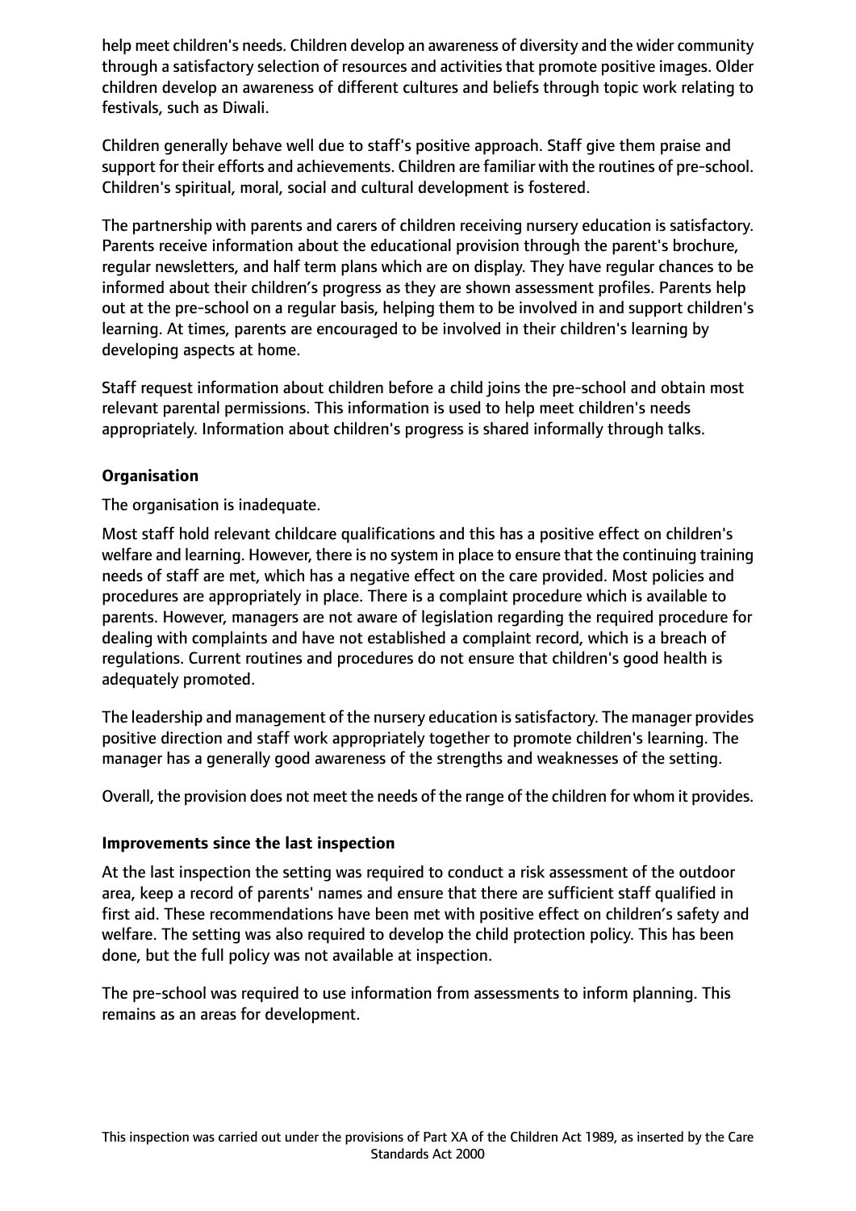help meet children's needs. Children develop an awareness of diversity and the wider community through a satisfactory selection of resources and activities that promote positive images. Older children develop an awareness of different cultures and beliefs through topic work relating to festivals, such as Diwali.

Children generally behave well due to staff's positive approach. Staff give them praise and support for their efforts and achievements. Children are familiar with the routines of pre-school. Children's spiritual, moral, social and cultural development is fostered.

The partnership with parents and carers of children receiving nursery education is satisfactory. Parents receive information about the educational provision through the parent's brochure, regular newsletters, and half term plans which are on display. They have regular chances to be informed about their children's progress as they are shown assessment profiles. Parents help out at the pre-school on a regular basis, helping them to be involved in and support children's learning. At times, parents are encouraged to be involved in their children's learning by developing aspects at home.

Staff request information about children before a child joins the pre-school and obtain most relevant parental permissions. This information is used to help meet children's needs appropriately. Information about children's progress is shared informally through talks.

**Organisation**

The organisation is inadequate.

Most staff hold relevant childcare qualifications and this has a positive effect on children's welfare and learning. However, there is no system in place to ensure that the continuing training needs of staff are met, which has a negative effect on the care provided. Most policies and procedures are appropriately in place. There is a complaint procedure which is available to parents. However, managers are not aware of legislation regarding the required procedure for dealing with complaints and have not established a complaint record, which is a breach of regulations. Current routines and procedures do not ensure that children's good health is adequately promoted.

The leadership and management of the nursery education is satisfactory. The manager provides positive direction and staff work appropriately together to promote children's learning. The manager has a generally good awareness of the strengths and weaknesses of the setting.

Overall, the provision does not meet the needs of the range of the children for whom it provides.

**Improvements since the last inspection**

At the last inspection the setting was required to conduct a risk assessment of the outdoor area, keep a record of parents' names and ensure that there are sufficient staff qualified in first aid. These recommendations have been met with positive effect on children's safety and welfare. The setting was also required to develop the child protection policy. This has been done, but the full policy was not available at inspection.

The pre-school was required to use information from assessments to inform planning. This remains as an areas for development.

This inspection was carried out under the provisions of Part XA of the Children Act 1989, as inserted by the Care Standards Act 2000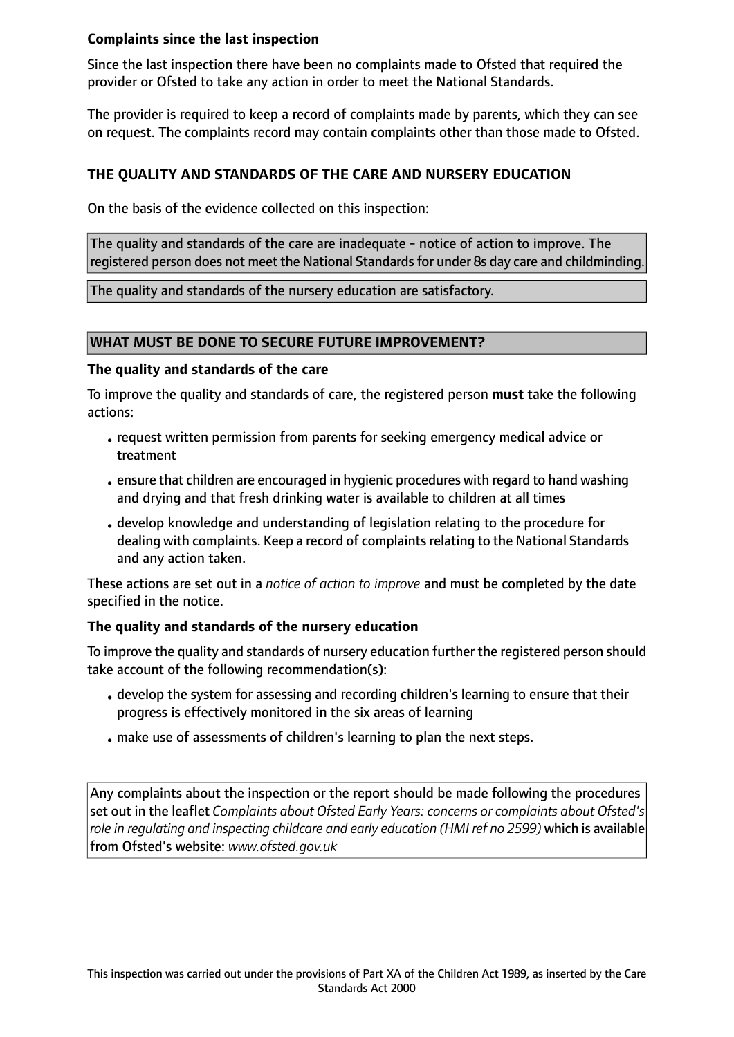**Complaints since the last inspection**

Since the last inspection there have been no complaints made to Ofsted that required the provider or Ofsted to take any action in order to meet the National Standards.

The provider is required to keep a record of complaints made by parents, which they can see on request. The complaints record may contain complaints other than those made to Ofsted.

## THE QUALITY AND STANDARDS OF THE CARE AND NURSERY EDUCATION

On the basis of the evidence collected on this inspection:

The quality and standards of the care are inadequate - notice of action to improve. The registered person does not meet the National Standards for under 8s day care and childminding.

The quality and standards of the nursery education are satisfactory.

## WHAT MUST BE DONE TO SECURE FUTURE IMPROVEMENT?

**The quality and standards of the care**

To improve the quality and standards of care, the registered person **must** take the following actions:

- request written permission from parents for seeking emergency medical advice or treatment
- ensure that children are encouraged in hygienic procedures with regard to hand washing and drying and that fresh drinking water is available to children at all times
- develop knowledge and understanding of legislation relating to the procedure for dealing with complaints. Keep a record of complaints relating to the National Standards and any action taken.

These actions are set out in a *notice of action to improve* and must be completed by the date specified in the notice.

**The quality and standards of the nursery education**

To improve the quality and standards of nursery education further the registered person should take account of the following recommendation(s):

- develop the system for assessing and recording children's learning to ensure that their progress is effectively monitored in the six areas of learning
- make use of assessments of children's learning to plan the next steps.

Any complaints about the inspection or the report should be made following the procedures set out in the leaflet *Complaints about Ofsted Early Years: concerns or complaints about Ofsted's role in regulating and inspecting childcare and early education (HMI ref no 2599)* which is available from Ofsted's website: *www.ofsted.gov.uk*

This inspection was carried out under the provisions of Part XA of the Children Act 1989, as inserted by the Care Standards Act 2000